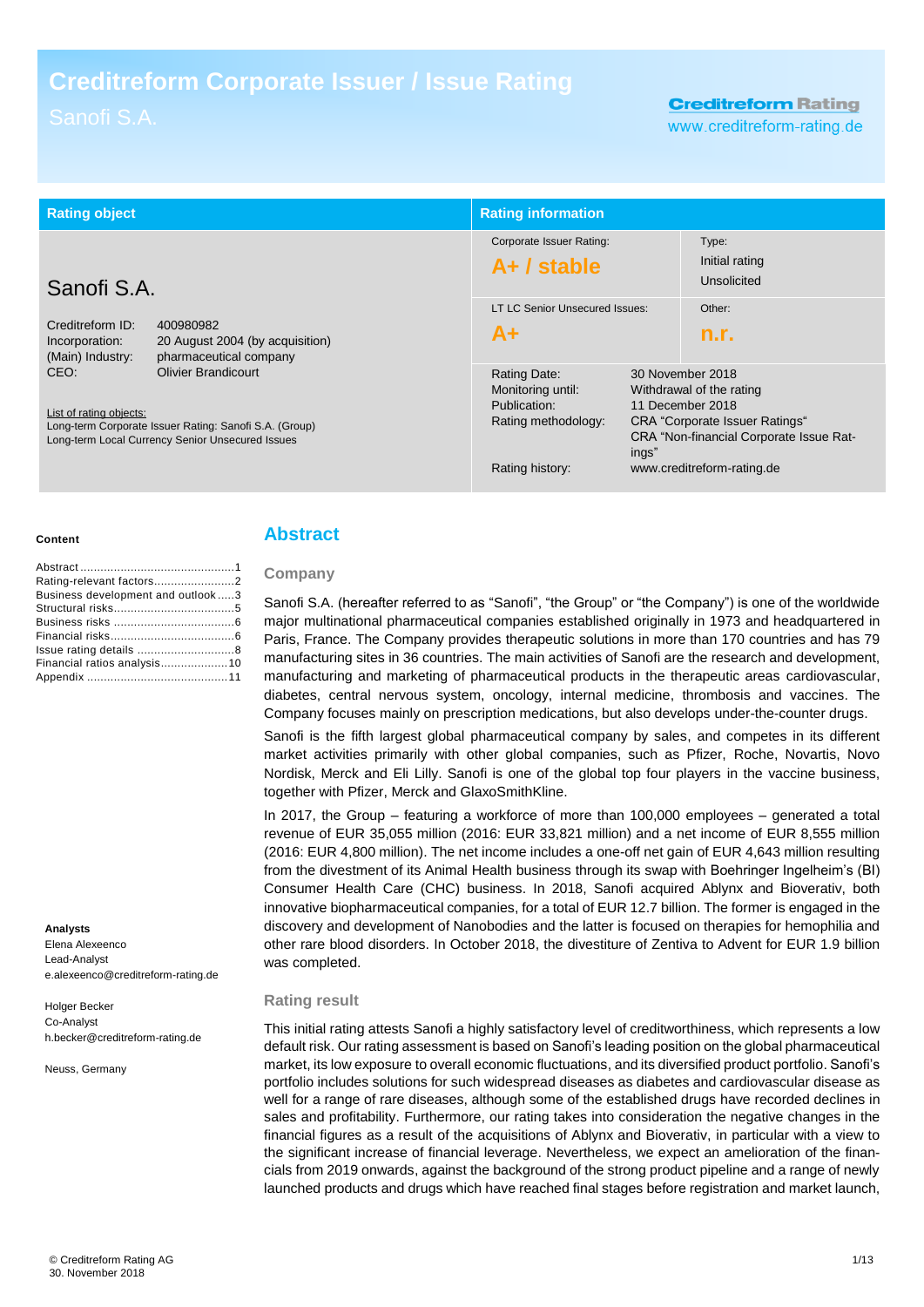# Creditreform Corporate Issuer / Issue Rating

Sanofi S.A.

**Creditreform Rating**
www.creditreform-rating.de

| Rating object | Rating information | |
|---|---|---|
| **Sanofi S.A.** | Corporate Issuer Rating: **A+ / stable** | Type: Initial rating Unsolicited |
| Creditreform ID: 400980982<br>Incorporation: 20 August 2004 (by acquisition)<br>(Main) Industry: pharmaceutical company<br>CEO: Olivier Brandicourt | LT LC Senior Unsecured Issues: **A+** | Other: **n.r.** |
| List of rating objects:<br>Long-term Corporate Issuer Rating: Sanofi S.A. (Group)<br>Long-term Local Currency Senior Unsecured Issues | Rating Date: 30 November 2018<br>Monitoring until: Withdrawal of the rating<br>Publication: 11 December 2018<br>Rating methodology: CRA "Corporate Issuer Ratings" CRA "Non-financial Corporate Issue Ratings"<br>Rating history: www.creditreform-rating.de | |

**Content**

- Abstract ....................................... 1
- Rating-relevant factors ........................ 2
- Business development and outlook ............... 3
- Structural risks ............................... 5
- Business risks ................................. 6
- Financial risks ................................ 6
- Issue rating details ........................... 8
- Financial ratios analysis ..................... 10
- Appendix ...................................... 11

**Analysts**

Elena Alexeenco
Lead-Analyst
e.alexeenco@creditreform-rating.de

Holger Becker
Co-Analyst
h.becker@creditreform-rating.de

Neuss, Germany

## Abstract

### Company

Sanofi S.A. (hereafter referred to as "Sanofi", "the Group" or "the Company") is one of the worldwide major multinational pharmaceutical companies established originally in 1973 and headquartered in Paris, France. The Company provides therapeutic solutions in more than 170 countries and has 79 manufacturing sites in 36 countries. The main activities of Sanofi are the research and development, manufacturing and marketing of pharmaceutical products in the therapeutic areas cardiovascular, diabetes, central nervous system, oncology, internal medicine, thrombosis and vaccines. The Company focuses mainly on prescription medications, but also develops under-the-counter drugs.

Sanofi is the fifth largest global pharmaceutical company by sales, and competes in its different market activities primarily with other global companies, such as Pfizer, Roche, Novartis, Novo Nordisk, Merck and Eli Lilly. Sanofi is one of the global top four players in the vaccine business, together with Pfizer, Merck and GlaxoSmithKline.

In 2017, the Group – featuring a workforce of more than 100,000 employees – generated a total revenue of EUR 35,055 million (2016: EUR 33,821 million) and a net income of EUR 8,555 million (2016: EUR 4,800 million). The net income includes a one-off net gain of EUR 4,643 million resulting from the divestment of its Animal Health business through its swap with Boehringer Ingelheim's (BI) Consumer Health Care (CHC) business. In 2018, Sanofi acquired Ablynx and Bioverativ, both innovative biopharmaceutical companies, for a total of EUR 12.7 billion. The former is engaged in the discovery and development of Nanobodies and the latter is focused on therapies for hemophilia and other rare blood disorders. In October 2018, the divestiture of Zentiva to Advent for EUR 1.9 billion was completed.

### Rating result

This initial rating attests Sanofi a highly satisfactory level of creditworthiness, which represents a low default risk. Our rating assessment is based on Sanofi's leading position on the global pharmaceutical market, its low exposure to overall economic fluctuations, and its diversified product portfolio. Sanofi's portfolio includes solutions for such widespread diseases as diabetes and cardiovascular disease as well for a range of rare diseases, although some of the established drugs have recorded declines in sales and profitability. Furthermore, our rating takes into consideration the negative changes in the financial figures as a result of the acquisitions of Ablynx and Bioverativ, in particular with a view to the significant increase of financial leverage. Nevertheless, we expect an amelioration of the financials from 2019 onwards, against the background of the strong product pipeline and a range of newly launched products and drugs which have reached final stages before registration and market launch,

© Creditreform Rating AG
30. November 2018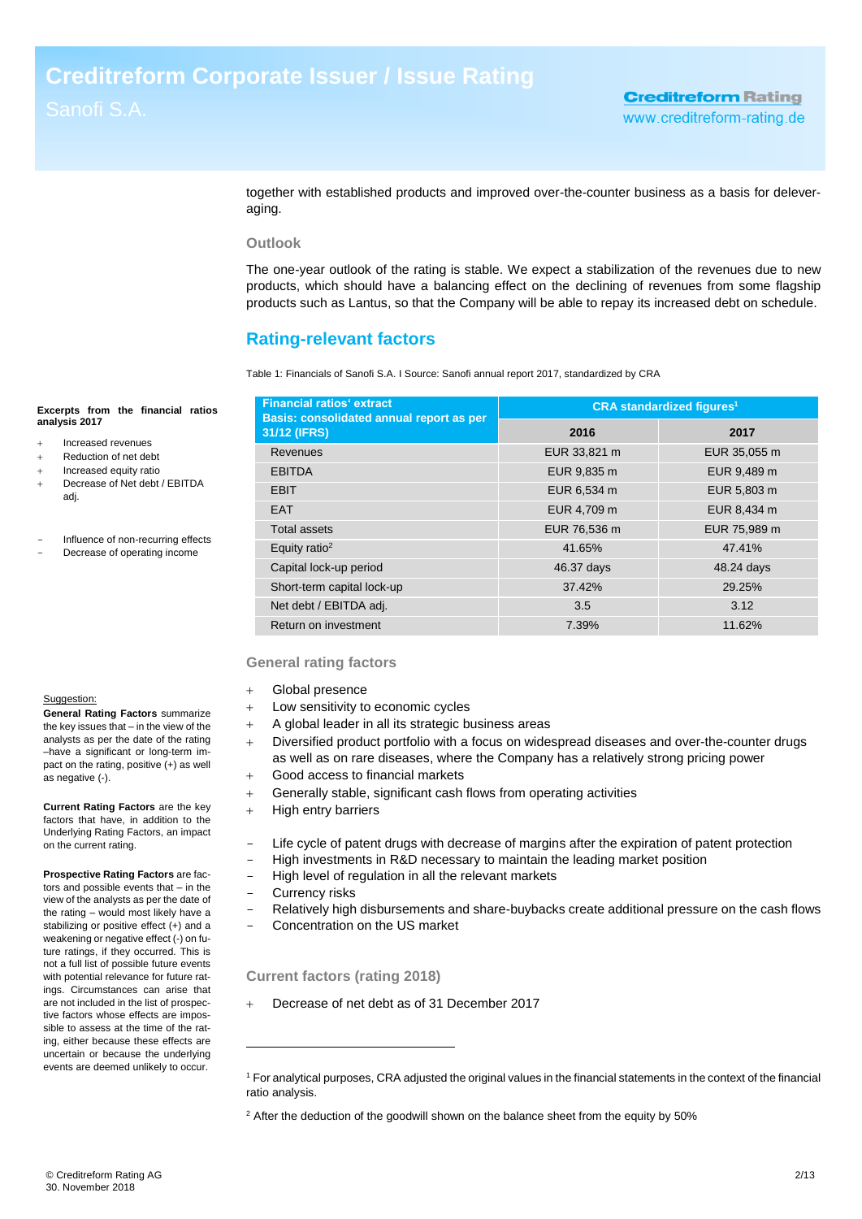together with established products and improved over-the-counter business as a basis for deleveraging.

### Outlook

The one-year outlook of the rating is stable. We expect a stabilization of the revenues due to new products, which should have a balancing effect on the declining of revenues from some flagship products such as Lantus, so that the Company will be able to repay its increased debt on schedule.

## Rating-relevant factors

Table 1: Financials of Sanofi S.A. I Source: Sanofi annual report 2017, standardized by CRA

**Excerpts from the financial ratios analysis 2017**

+ Increased revenues
+ Reduction of net debt
+ Increased equity ratio
+ Decrease of Net debt / EBITDA adj.

- Influence of non-recurring effects
- Decrease of operating income

| Financial ratios' extract Basis: consolidated annual report as per 31/12 (IFRS) | CRA standardized figures[1] | |
|---|---|---|
| | 2016 | 2017 |
| Revenues | EUR 33,821 m | EUR 35,055 m |
| EBITDA | EUR 9,835 m | EUR 9,489 m |
| EBIT | EUR 6,534 m | EUR 5,803 m |
| EAT | EUR 4,709 m | EUR 8,434 m |
| Total assets | EUR 76,536 m | EUR 75,989 m |
| Equity ratio[2] | 41.65% | 47.41% |
| Capital lock-up period | 46.37 days | 48.24 days |
| Short-term capital lock-up | 37.42% | 29.25% |
| Net debt / EBITDA adj. | 3.5 | 3.12 |
| Return on investment | 7.39% | 11.62% |

### General rating factors

+ Global presence
+ Low sensitivity to economic cycles
+ A global leader in all its strategic business areas
+ Diversified product portfolio with a focus on widespread diseases and over-the-counter drugs as well as on rare diseases, where the Company has a relatively strong pricing power
+ Good access to financial markets
+ Generally stable, significant cash flows from operating activities
+ High entry barriers

- Life cycle of patent drugs with decrease of margins after the expiration of patent protection
- High investments in R&D necessary to maintain the leading market position
- High level of regulation in all the relevant markets
- Currency risks
- Relatively high disbursements and share-buybacks create additional pressure on the cash flows
- Concentration on the US market

Suggestion:

**General Rating Factors** summarize the key issues that – in the view of the analysts as per the date of the rating –have a significant or long-term impact on the rating, positive (+) as well as negative (-).

**Current Rating Factors** are the key factors that have, in addition to the Underlying Rating Factors, an impact on the current rating.

**Prospective Rating Factors** are factors and possible events that – in the view of the analysts as per the date of the rating – would most likely have a stabilizing or positive effect (+) and a weakening or negative effect (-) on future ratings, if they occurred. This is not a full list of possible future events with potential relevance for future ratings. Circumstances can arise that are not included in the list of prospective factors whose effects are impossible to assess at the time of the rating, either because these effects are uncertain or because the underlying events are deemed unlikely to occur.

### Current factors (rating 2018)

+ Decrease of net debt as of 31 December 2017

---

[1] For analytical purposes, CRA adjusted the original values in the financial statements in the context of the financial ratio analysis.

[2] After the deduction of the goodwill shown on the balance sheet from the equity by 50%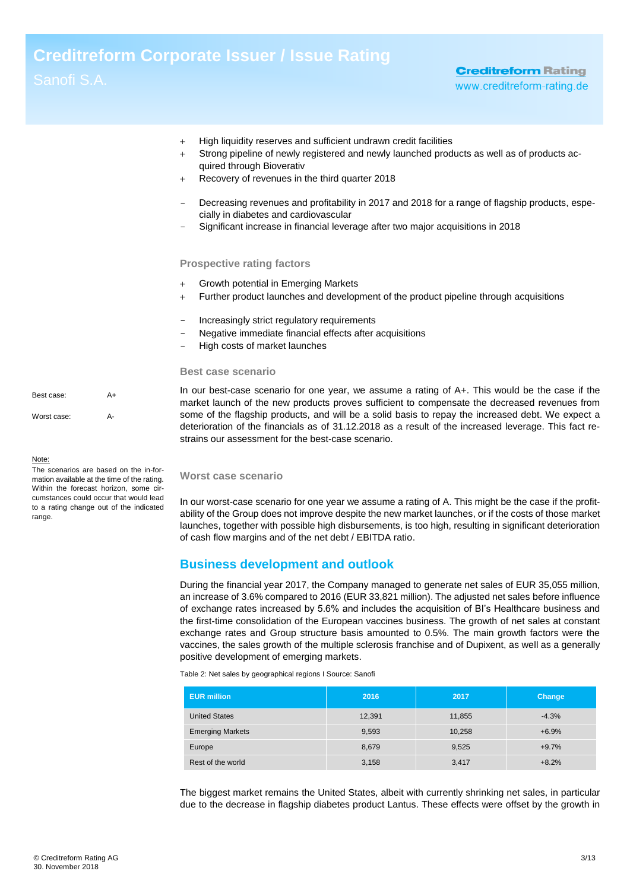- \+ High liquidity reserves and sufficient undrawn credit facilities
- \+ Strong pipeline of newly registered and newly launched products as well as of products acquired through Bioverativ
- \+ Recovery of revenues in the third quarter 2018

- − Decreasing revenues and profitability in 2017 and 2018 for a range of flagship products, especially in diabetes and cardiovascular
- − Significant increase in financial leverage after two major acquisitions in 2018

### Prospective rating factors

- \+ Growth potential in Emerging Markets
- \+ Further product launches and development of the product pipeline through acquisitions

- − Increasingly strict regulatory requirements
- − Negative immediate financial effects after acquisitions
- − High costs of market launches

### Best case scenario

| | |
|---|---|
| Best case: | A+ |
| Worst case: | A- |

Note:
The scenarios are based on the information available at the time of the rating. Within the forecast horizon, some circumstances could occur that would lead to a rating change out of the indicated range.

In our best-case scenario for one year, we assume a rating of A+. This would be the case if the market launch of the new products proves sufficient to compensate the decreased revenues from some of the flagship products, and will be a solid basis to repay the increased debt. We expect a deterioration of the financials as of 31.12.2018 as a result of the increased leverage. This fact restrains our assessment for the best-case scenario.

### Worst case scenario

In our worst-case scenario for one year we assume a rating of A. This might be the case if the profitability of the Group does not improve despite the new market launches, or if the costs of those market launches, together with possible high disbursements, is too high, resulting in significant deterioration of cash flow margins and of the net debt / EBITDA ratio.

## Business development and outlook

During the financial year 2017, the Company managed to generate net sales of EUR 35,055 million, an increase of 3.6% compared to 2016 (EUR 33,821 million). The adjusted net sales before influence of exchange rates increased by 5.6% and includes the acquisition of BI's Healthcare business and the first-time consolidation of the European vaccines business. The growth of net sales at constant exchange rates and Group structure basis amounted to 0.5%. The main growth factors were the vaccines, the sales growth of the multiple sclerosis franchise and of Dupixent, as well as a generally positive development of emerging markets.

Table 2: Net sales by geographical regions I Source: Sanofi

| EUR million | 2016 | 2017 | Change |
|---|---|---|---|
| United States | 12,391 | 11,855 | -4.3% |
| Emerging Markets | 9,593 | 10,258 | +6.9% |
| Europe | 8,679 | 9,525 | +9.7% |
| Rest of the world | 3,158 | 3,417 | +8.2% |

The biggest market remains the United States, albeit with currently shrinking net sales, in particular due to the decrease in flagship diabetes product Lantus. These effects were offset by the growth in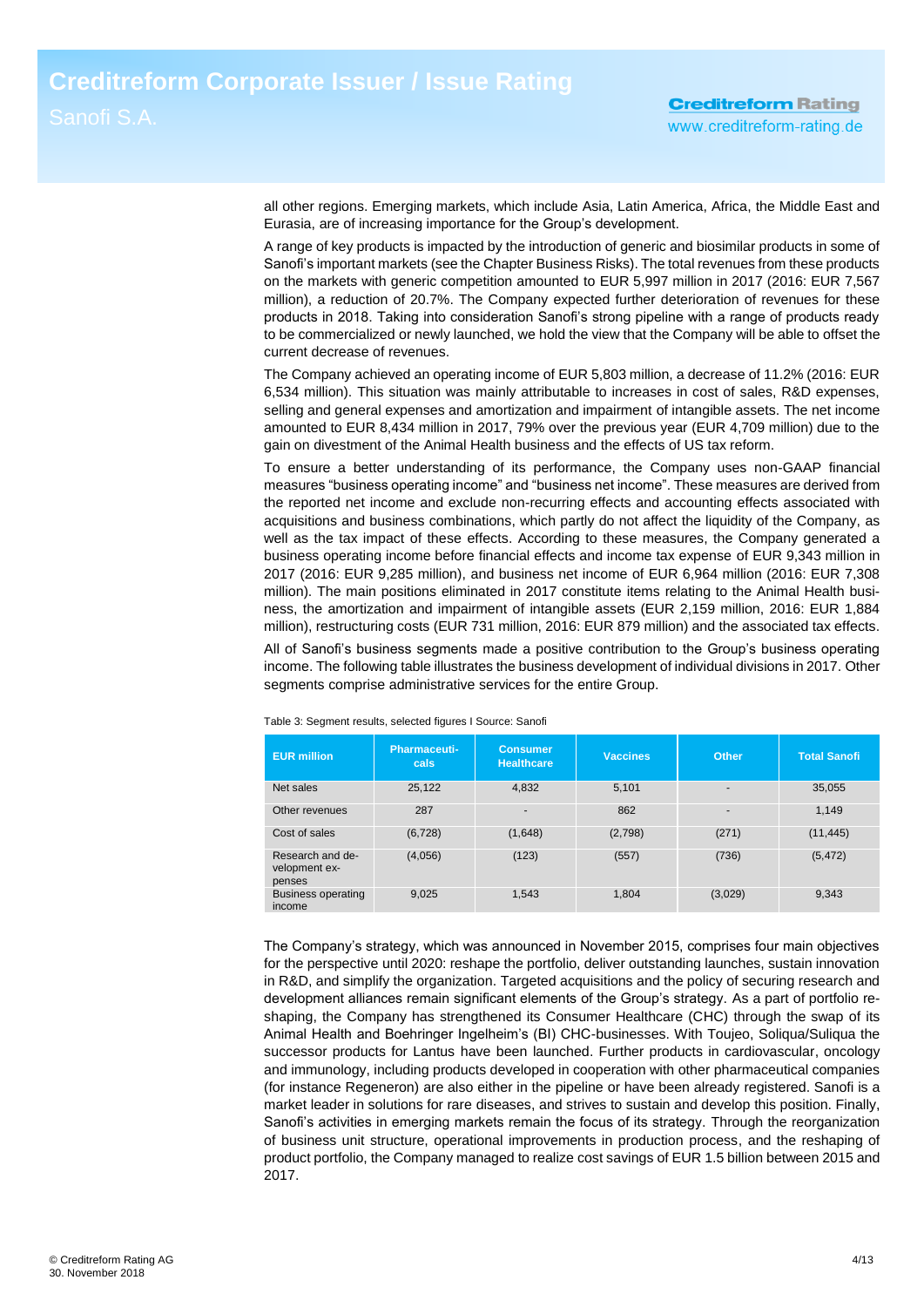all other regions. Emerging markets, which include Asia, Latin America, Africa, the Middle East and Eurasia, are of increasing importance for the Group's development.

A range of key products is impacted by the introduction of generic and biosimilar products in some of Sanofi's important markets (see the Chapter Business Risks). The total revenues from these products on the markets with generic competition amounted to EUR 5,997 million in 2017 (2016: EUR 7,567 million), a reduction of 20.7%. The Company expected further deterioration of revenues for these products in 2018. Taking into consideration Sanofi's strong pipeline with a range of products ready to be commercialized or newly launched, we hold the view that the Company will be able to offset the current decrease of revenues.

The Company achieved an operating income of EUR 5,803 million, a decrease of 11.2% (2016: EUR 6,534 million). This situation was mainly attributable to increases in cost of sales, R&D expenses, selling and general expenses and amortization and impairment of intangible assets. The net income amounted to EUR 8,434 million in 2017, 79% over the previous year (EUR 4,709 million) due to the gain on divestment of the Animal Health business and the effects of US tax reform.

To ensure a better understanding of its performance, the Company uses non-GAAP financial measures "business operating income" and "business net income". These measures are derived from the reported net income and exclude non-recurring effects and accounting effects associated with acquisitions and business combinations, which partly do not affect the liquidity of the Company, as well as the tax impact of these effects. According to these measures, the Company generated a business operating income before financial effects and income tax expense of EUR 9,343 million in 2017 (2016: EUR 9,285 million), and business net income of EUR 6,964 million (2016: EUR 7,308 million). The main positions eliminated in 2017 constitute items relating to the Animal Health business, the amortization and impairment of intangible assets (EUR 2,159 million, 2016: EUR 1,884 million), restructuring costs (EUR 731 million, 2016: EUR 879 million) and the associated tax effects.

All of Sanofi's business segments made a positive contribution to the Group's business operating income. The following table illustrates the business development of individual divisions in 2017. Other segments comprise administrative services for the entire Group.

Table 3: Segment results, selected figures I Source: Sanofi

| EUR million | Pharmaceuticals | Consumer Healthcare | Vaccines | Other | Total Sanofi |
|---|---|---|---|---|---|
| Net sales | 25,122 | 4,832 | 5,101 | - | 35,055 |
| Other revenues | 287 | - | 862 | - | 1,149 |
| Cost of sales | (6,728) | (1,648) | (2,798) | (271) | (11,445) |
| Research and development expenses | (4,056) | (123) | (557) | (736) | (5,472) |
| Business operating income | 9,025 | 1,543 | 1,804 | (3,029) | 9,343 |

The Company's strategy, which was announced in November 2015, comprises four main objectives for the perspective until 2020: reshape the portfolio, deliver outstanding launches, sustain innovation in R&D, and simplify the organization. Targeted acquisitions and the policy of securing research and development alliances remain significant elements of the Group's strategy. As a part of portfolio reshaping, the Company has strengthened its Consumer Healthcare (CHC) through the swap of its Animal Health and Boehringer Ingelheim's (BI) CHC-businesses. With Toujeo, Soliqua/Suliqua the successor products for Lantus have been launched. Further products in cardiovascular, oncology and immunology, including products developed in cooperation with other pharmaceutical companies (for instance Regeneron) are also either in the pipeline or have been already registered. Sanofi is a market leader in solutions for rare diseases, and strives to sustain and develop this position. Finally, Sanofi's activities in emerging markets remain the focus of its strategy. Through the reorganization of business unit structure, operational improvements in production process, and the reshaping of product portfolio, the Company managed to realize cost savings of EUR 1.5 billion between 2015 and 2017.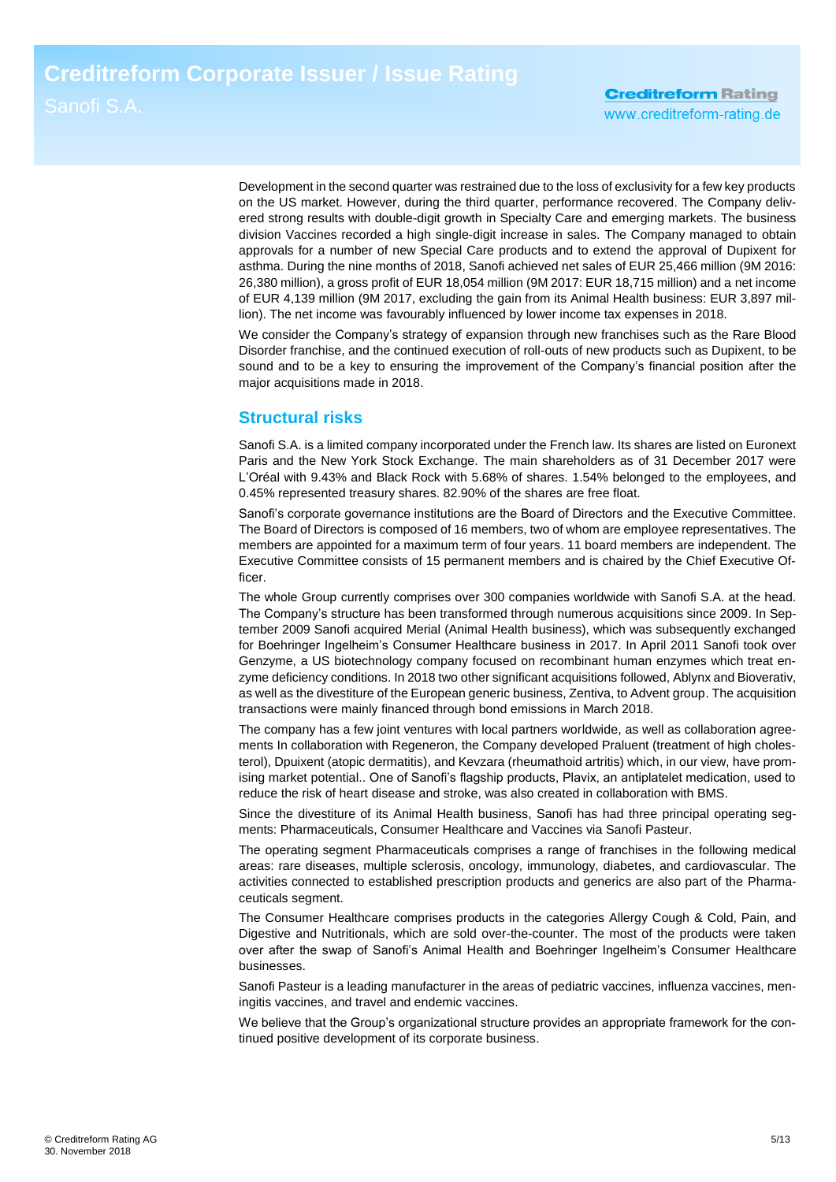Development in the second quarter was restrained due to the loss of exclusivity for a few key products on the US market. However, during the third quarter, performance recovered. The Company delivered strong results with double-digit growth in Specialty Care and emerging markets. The business division Vaccines recorded a high single-digit increase in sales. The Company managed to obtain approvals for a number of new Special Care products and to extend the approval of Dupixent for asthma. During the nine months of 2018, Sanofi achieved net sales of EUR 25,466 million (9M 2016: 26,380 million), a gross profit of EUR 18,054 million (9M 2017: EUR 18,715 million) and a net income of EUR 4,139 million (9M 2017, excluding the gain from its Animal Health business: EUR 3,897 million). The net income was favourably influenced by lower income tax expenses in 2018.

We consider the Company's strategy of expansion through new franchises such as the Rare Blood Disorder franchise, and the continued execution of roll-outs of new products such as Dupixent, to be sound and to be a key to ensuring the improvement of the Company's financial position after the major acquisitions made in 2018.

## Structural risks

Sanofi S.A. is a limited company incorporated under the French law. Its shares are listed on Euronext Paris and the New York Stock Exchange. The main shareholders as of 31 December 2017 were L'Oréal with 9.43% and Black Rock with 5.68% of shares. 1.54% belonged to the employees, and 0.45% represented treasury shares. 82.90% of the shares are free float.

Sanofi's corporate governance institutions are the Board of Directors and the Executive Committee. The Board of Directors is composed of 16 members, two of whom are employee representatives. The members are appointed for a maximum term of four years. 11 board members are independent. The Executive Committee consists of 15 permanent members and is chaired by the Chief Executive Officer.

The whole Group currently comprises over 300 companies worldwide with Sanofi S.A. at the head. The Company's structure has been transformed through numerous acquisitions since 2009. In September 2009 Sanofi acquired Merial (Animal Health business), which was subsequently exchanged for Boehringer Ingelheim's Consumer Healthcare business in 2017. In April 2011 Sanofi took over Genzyme, a US biotechnology company focused on recombinant human enzymes which treat enzyme deficiency conditions. In 2018 two other significant acquisitions followed, Ablynx and Bioverativ, as well as the divestiture of the European generic business, Zentiva, to Advent group. The acquisition transactions were mainly financed through bond emissions in March 2018.

The company has a few joint ventures with local partners worldwide, as well as collaboration agreements In collaboration with Regeneron, the Company developed Praluent (treatment of high cholesterol), Dpuixent (atopic dermatitis), and Kevzara (rheumathoid artritis) which, in our view, have promising market potential.. One of Sanofi's flagship products, Plavix, an antiplatelet medication, used to reduce the risk of heart disease and stroke, was also created in collaboration with BMS.

Since the divestiture of its Animal Health business, Sanofi has had three principal operating segments: Pharmaceuticals, Consumer Healthcare and Vaccines via Sanofi Pasteur.

The operating segment Pharmaceuticals comprises a range of franchises in the following medical areas: rare diseases, multiple sclerosis, oncology, immunology, diabetes, and cardiovascular. The activities connected to established prescription products and generics are also part of the Pharmaceuticals segment.

The Consumer Healthcare comprises products in the categories Allergy Cough & Cold, Pain, and Digestive and Nutritionals, which are sold over-the-counter. The most of the products were taken over after the swap of Sanofi's Animal Health and Boehringer Ingelheim's Consumer Healthcare businesses.

Sanofi Pasteur is a leading manufacturer in the areas of pediatric vaccines, influenza vaccines, meningitis vaccines, and travel and endemic vaccines.

We believe that the Group's organizational structure provides an appropriate framework for the continued positive development of its corporate business.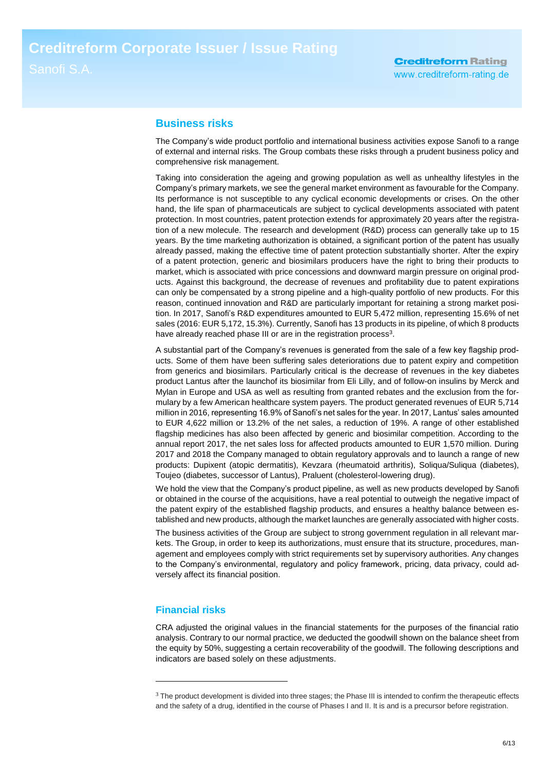## Business risks

The Company's wide product portfolio and international business activities expose Sanofi to a range of external and internal risks. The Group combats these risks through a prudent business policy and comprehensive risk management.

Taking into consideration the ageing and growing population as well as unhealthy lifestyles in the Company's primary markets, we see the general market environment as favourable for the Company. Its performance is not susceptible to any cyclical economic developments or crises. On the other hand, the life span of pharmaceuticals are subject to cyclical developments associated with patent protection. In most countries, patent protection extends for approximately 20 years after the registration of a new molecule. The research and development (R&D) process can generally take up to 15 years. By the time marketing authorization is obtained, a significant portion of the patent has usually already passed, making the effective time of patent protection substantially shorter. After the expiry of a patent protection, generic and biosimilars producers have the right to bring their products to market, which is associated with price concessions and downward margin pressure on original products. Against this background, the decrease of revenues and profitability due to patent expirations can only be compensated by a strong pipeline and a high-quality portfolio of new products. For this reason, continued innovation and R&D are particularly important for retaining a strong market position. In 2017, Sanofi's R&D expenditures amounted to EUR 5,472 million, representing 15.6% of net sales (2016: EUR 5,172, 15.3%). Currently, Sanofi has 13 products in its pipeline, of which 8 products have already reached phase III or are in the registration process[3].

A substantial part of the Company's revenues is generated from the sale of a few key flagship products. Some of them have been suffering sales deteriorations due to patent expiry and competition from generics and biosimilars. Particularly critical is the decrease of revenues in the key diabetes product Lantus after the launchof its biosimilar from Eli Lilly, and of follow-on insulins by Merck and Mylan in Europe and USA as well as resulting from granted rebates and the exclusion from the formulary by a few American healthcare system payers. The product generated revenues of EUR 5,714 million in 2016, representing 16.9% of Sanofi's net sales for the year. In 2017, Lantus' sales amounted to EUR 4,622 million or 13.2% of the net sales, a reduction of 19%. A range of other established flagship medicines has also been affected by generic and biosimilar competition. According to the annual report 2017, the net sales loss for affected products amounted to EUR 1,570 million. During 2017 and 2018 the Company managed to obtain regulatory approvals and to launch a range of new products: Dupixent (atopic dermatitis), Kevzara (rheumatoid arthritis), Soliqua/Suliqua (diabetes), Toujeo (diabetes, successor of Lantus), Praluent (cholesterol-lowering drug).

We hold the view that the Company's product pipeline, as well as new products developed by Sanofi or obtained in the course of the acquisitions, have a real potential to outweigh the negative impact of the patent expiry of the established flagship products, and ensures a healthy balance between established and new products, although the market launches are generally associated with higher costs.

The business activities of the Group are subject to strong government regulation in all relevant markets. The Group, in order to keep its authorizations, must ensure that its structure, procedures, management and employees comply with strict requirements set by supervisory authorities. Any changes to the Company's environmental, regulatory and policy framework, pricing, data privacy, could adversely affect its financial position.

## Financial risks

CRA adjusted the original values in the financial statements for the purposes of the financial ratio analysis. Contrary to our normal practice, we deducted the goodwill shown on the balance sheet from the equity by 50%, suggesting a certain recoverability of the goodwill. The following descriptions and indicators are based solely on these adjustments.

---

[3] The product development is divided into three stages; the Phase III is intended to confirm the therapeutic effects and the safety of a drug, identified in the course of Phases I and II. It is and is a precursor before registration.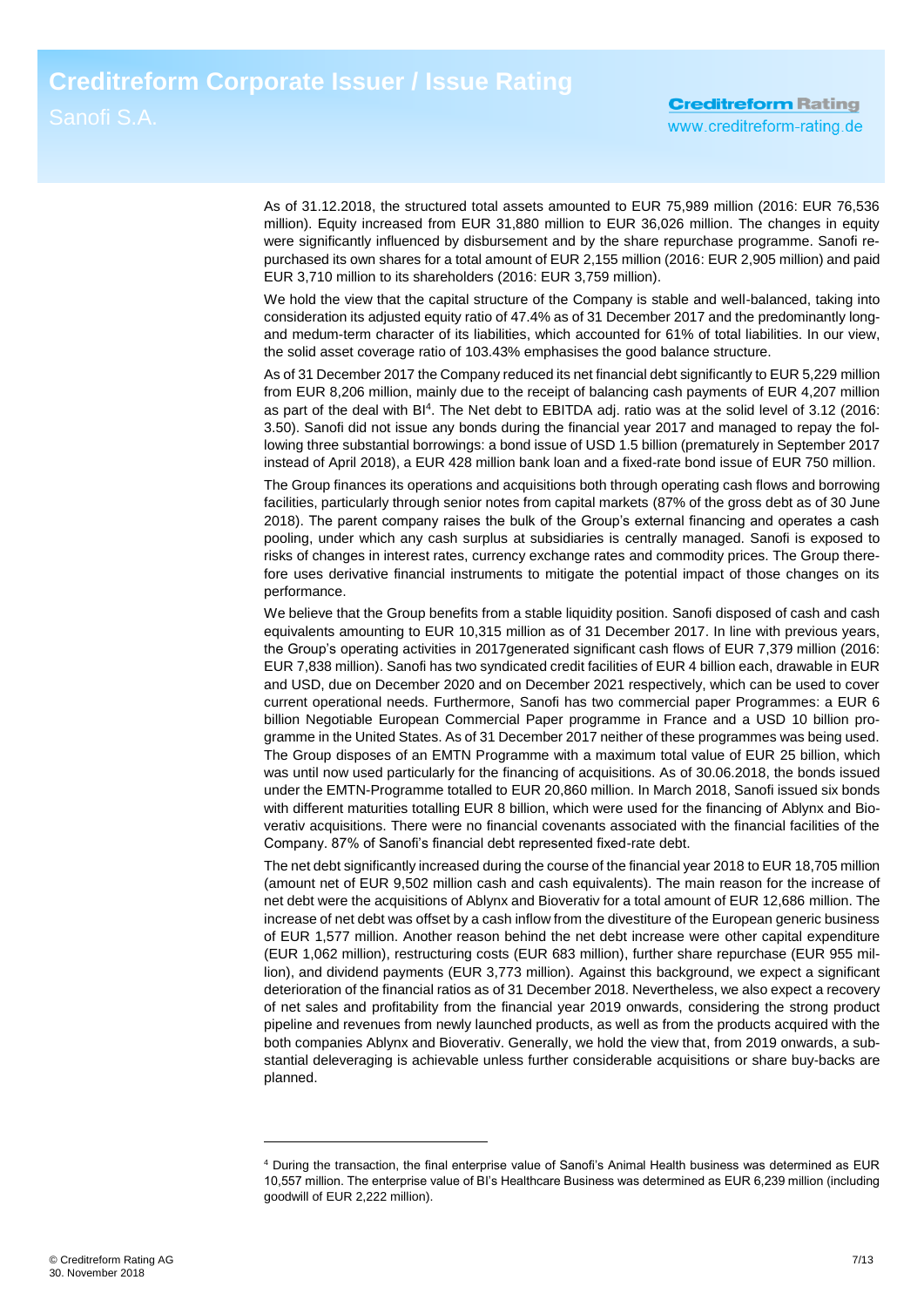As of 31.12.2018, the structured total assets amounted to EUR 75,989 million (2016: EUR 76,536 million). Equity increased from EUR 31,880 million to EUR 36,026 million. The changes in equity were significantly influenced by disbursement and by the share repurchase programme. Sanofi repurchased its own shares for a total amount of EUR 2,155 million (2016: EUR 2,905 million) and paid EUR 3,710 million to its shareholders (2016: EUR 3,759 million).

We hold the view that the capital structure of the Company is stable and well-balanced, taking into consideration its adjusted equity ratio of 47.4% as of 31 December 2017 and the predominantly long- and medum-term character of its liabilities, which accounted for 61% of total liabilities. In our view, the solid asset coverage ratio of 103.43% emphasises the good balance structure.

As of 31 December 2017 the Company reduced its net financial debt significantly to EUR 5,229 million from EUR 8,206 million, mainly due to the receipt of balancing cash payments of EUR 4,207 million as part of the deal with BI[4]. The Net debt to EBITDA adj. ratio was at the solid level of 3.12 (2016: 3.50). Sanofi did not issue any bonds during the financial year 2017 and managed to repay the following three substantial borrowings: a bond issue of USD 1.5 billion (prematurely in September 2017 instead of April 2018), a EUR 428 million bank loan and a fixed-rate bond issue of EUR 750 million.

The Group finances its operations and acquisitions both through operating cash flows and borrowing facilities, particularly through senior notes from capital markets (87% of the gross debt as of 30 June 2018). The parent company raises the bulk of the Group's external financing and operates a cash pooling, under which any cash surplus at subsidiaries is centrally managed. Sanofi is exposed to risks of changes in interest rates, currency exchange rates and commodity prices. The Group therefore uses derivative financial instruments to mitigate the potential impact of those changes on its performance.

We believe that the Group benefits from a stable liquidity position. Sanofi disposed of cash and cash equivalents amounting to EUR 10,315 million as of 31 December 2017. In line with previous years, the Group's operating activities in 2017generated significant cash flows of EUR 7,379 million (2016: EUR 7,838 million). Sanofi has two syndicated credit facilities of EUR 4 billion each, drawable in EUR and USD, due on December 2020 and on December 2021 respectively, which can be used to cover current operational needs. Furthermore, Sanofi has two commercial paper Programmes: a EUR 6 billion Negotiable European Commercial Paper programme in France and a USD 10 billion programme in the United States. As of 31 December 2017 neither of these programmes was being used. The Group disposes of an EMTN Programme with a maximum total value of EUR 25 billion, which was until now used particularly for the financing of acquisitions. As of 30.06.2018, the bonds issued under the EMTN-Programme totalled to EUR 20,860 million. In March 2018, Sanofi issued six bonds with different maturities totalling EUR 8 billion, which were used for the financing of Ablynx and Bioverativ acquisitions. There were no financial covenants associated with the financial facilities of the Company. 87% of Sanofi's financial debt represented fixed-rate debt.

The net debt significantly increased during the course of the financial year 2018 to EUR 18,705 million (amount net of EUR 9,502 million cash and cash equivalents). The main reason for the increase of net debt were the acquisitions of Ablynx and Bioverativ for a total amount of EUR 12,686 million. The increase of net debt was offset by a cash inflow from the divestiture of the European generic business of EUR 1,577 million. Another reason behind the net debt increase were other capital expenditure (EUR 1,062 million), restructuring costs (EUR 683 million), further share repurchase (EUR 955 million), and dividend payments (EUR 3,773 million). Against this background, we expect a significant deterioration of the financial ratios as of 31 December 2018. Nevertheless, we also expect a recovery of net sales and profitability from the financial year 2019 onwards, considering the strong product pipeline and revenues from newly launched products, as well as from the products acquired with the both companies Ablynx and Bioverativ. Generally, we hold the view that, from 2019 onwards, a substantial deleveraging is achievable unless further considerable acquisitions or share buy-backs are planned.

---

[4] During the transaction, the final enterprise value of Sanofi's Animal Health business was determined as EUR 10,557 million. The enterprise value of BI's Healthcare Business was determined as EUR 6,239 million (including goodwill of EUR 2,222 million).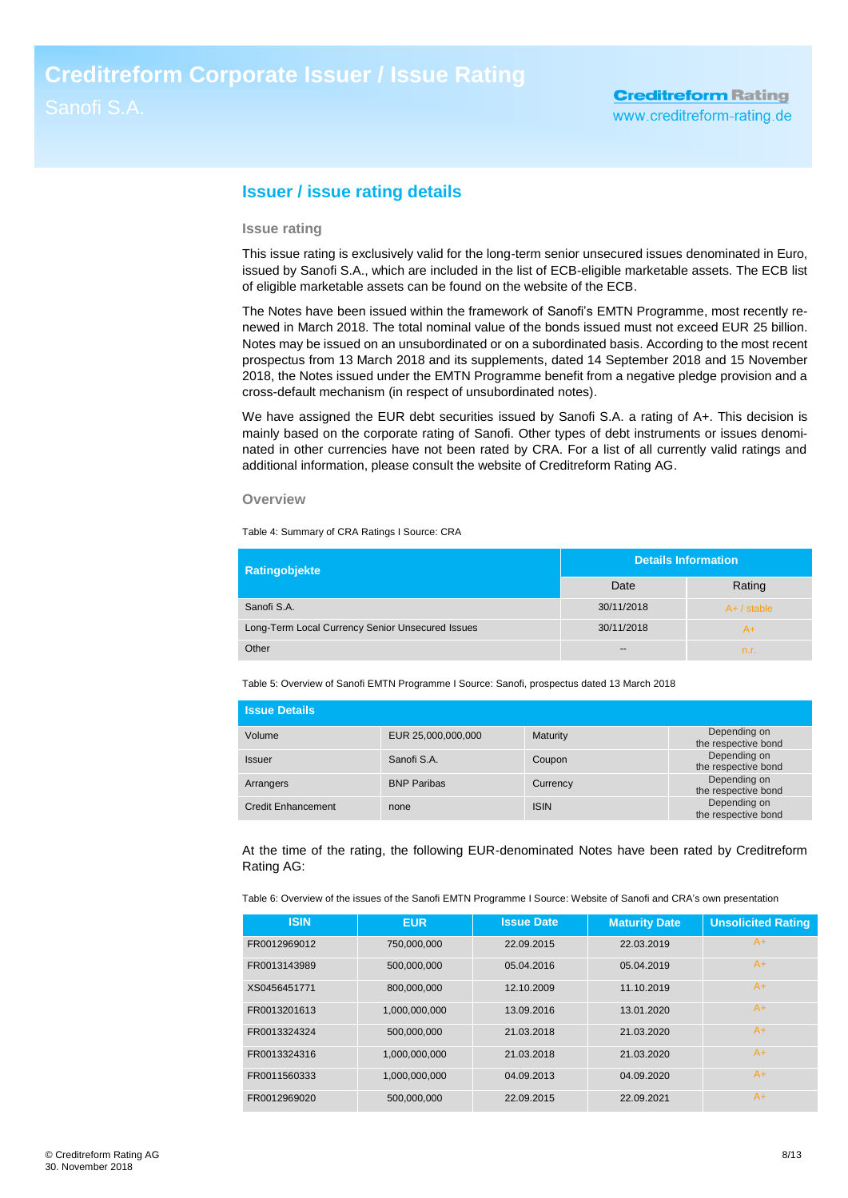## Issuer / issue rating details

### Issue rating

This issue rating is exclusively valid for the long-term senior unsecured issues denominated in Euro, issued by Sanofi S.A., which are included in the list of ECB-eligible marketable assets. The ECB list of eligible marketable assets can be found on the website of the ECB.

The Notes have been issued within the framework of Sanofi's EMTN Programme, most recently renewed in March 2018. The total nominal value of the bonds issued must not exceed EUR 25 billion. Notes may be issued on an unsubordinated or on a subordinated basis. According to the most recent prospectus from 13 March 2018 and its supplements, dated 14 September 2018 and 15 November 2018, the Notes issued under the EMTN Programme benefit from a negative pledge provision and a cross-default mechanism (in respect of unsubordinated notes).

We have assigned the EUR debt securities issued by Sanofi S.A. a rating of A+. This decision is mainly based on the corporate rating of Sanofi. Other types of debt instruments or issues denominated in other currencies have not been rated by CRA. For a list of all currently valid ratings and additional information, please consult the website of Creditreform Rating AG.

### Overview

Table 4: Summary of CRA Ratings I Source: CRA

| Ratingobjekte | Details Information | |
|---|---|---|
| | Date | Rating |
| Sanofi S.A. | 30/11/2018 | A+ / stable |
| Long-Term Local Currency Senior Unsecured Issues | 30/11/2018 | A+ |
| Other | -- | n.r. |

Table 5: Overview of Sanofi EMTN Programme I Source: Sanofi, prospectus dated 13 March 2018

| Issue Details | | | |
|---|---|---|---|
| Volume | EUR 25,000,000,000 | Maturity | Depending on the respective bond |
| Issuer | Sanofi S.A. | Coupon | Depending on the respective bond |
| Arrangers | BNP Paribas | Currency | Depending on the respective bond |
| Credit Enhancement | none | ISIN | Depending on the respective bond |

At the time of the rating, the following EUR-denominated Notes have been rated by Creditreform Rating AG:

Table 6: Overview of the issues of the Sanofi EMTN Programme I Source: Website of Sanofi and CRA's own presentation

| ISIN | EUR | Issue Date | Maturity Date | Unsolicited Rating |
|---|---|---|---|---|
| FR0012969012 | 750,000,000 | 22.09.2015 | 22.03.2019 | A+ |
| FR0013143989 | 500,000,000 | 05.04.2016 | 05.04.2019 | A+ |
| XS0456451771 | 800,000,000 | 12.10.2009 | 11.10.2019 | A+ |
| FR0013201613 | 1,000,000,000 | 13.09.2016 | 13.01.2020 | A+ |
| FR0013324324 | 500,000,000 | 21.03.2018 | 21.03.2020 | A+ |
| FR0013324316 | 1,000,000,000 | 21.03.2018 | 21.03.2020 | A+ |
| FR0011560333 | 1,000,000,000 | 04.09.2013 | 04.09.2020 | A+ |
| FR0012969020 | 500,000,000 | 22.09.2015 | 22.09.2021 | A+ |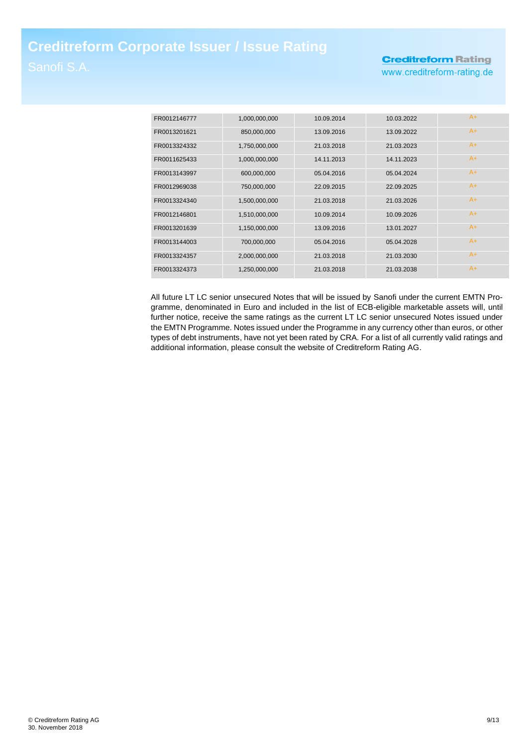| | | | | |
|---|---|---|---|---|
| FR0012146777 | 1,000,000,000 | 10.09.2014 | 10.03.2022 | A+ |
| FR0013201621 | 850,000,000 | 13.09.2016 | 13.09.2022 | A+ |
| FR0013324332 | 1,750,000,000 | 21.03.2018 | 21.03.2023 | A+ |
| FR0011625433 | 1,000,000,000 | 14.11.2013 | 14.11.2023 | A+ |
| FR0013143997 | 600,000,000 | 05.04.2016 | 05.04.2024 | A+ |
| FR0012969038 | 750,000,000 | 22.09.2015 | 22.09.2025 | A+ |
| FR0013324340 | 1,500,000,000 | 21.03.2018 | 21.03.2026 | A+ |
| FR0012146801 | 1,510,000,000 | 10.09.2014 | 10.09.2026 | A+ |
| FR0013201639 | 1,150,000,000 | 13.09.2016 | 13.01.2027 | A+ |
| FR0013144003 | 700,000,000 | 05.04.2016 | 05.04.2028 | A+ |
| FR0013324357 | 2,000,000,000 | 21.03.2018 | 21.03.2030 | A+ |
| FR0013324373 | 1,250,000,000 | 21.03.2018 | 21.03.2038 | A+ |

All future LT LC senior unsecured Notes that will be issued by Sanofi under the current EMTN Programme, denominated in Euro and included in the list of ECB-eligible marketable assets will, until further notice, receive the same ratings as the current LT LC senior unsecured Notes issued under the EMTN Programme. Notes issued under the Programme in any currency other than euros, or other types of debt instruments, have not yet been rated by CRA. For a list of all currently valid ratings and additional information, please consult the website of Creditreform Rating AG.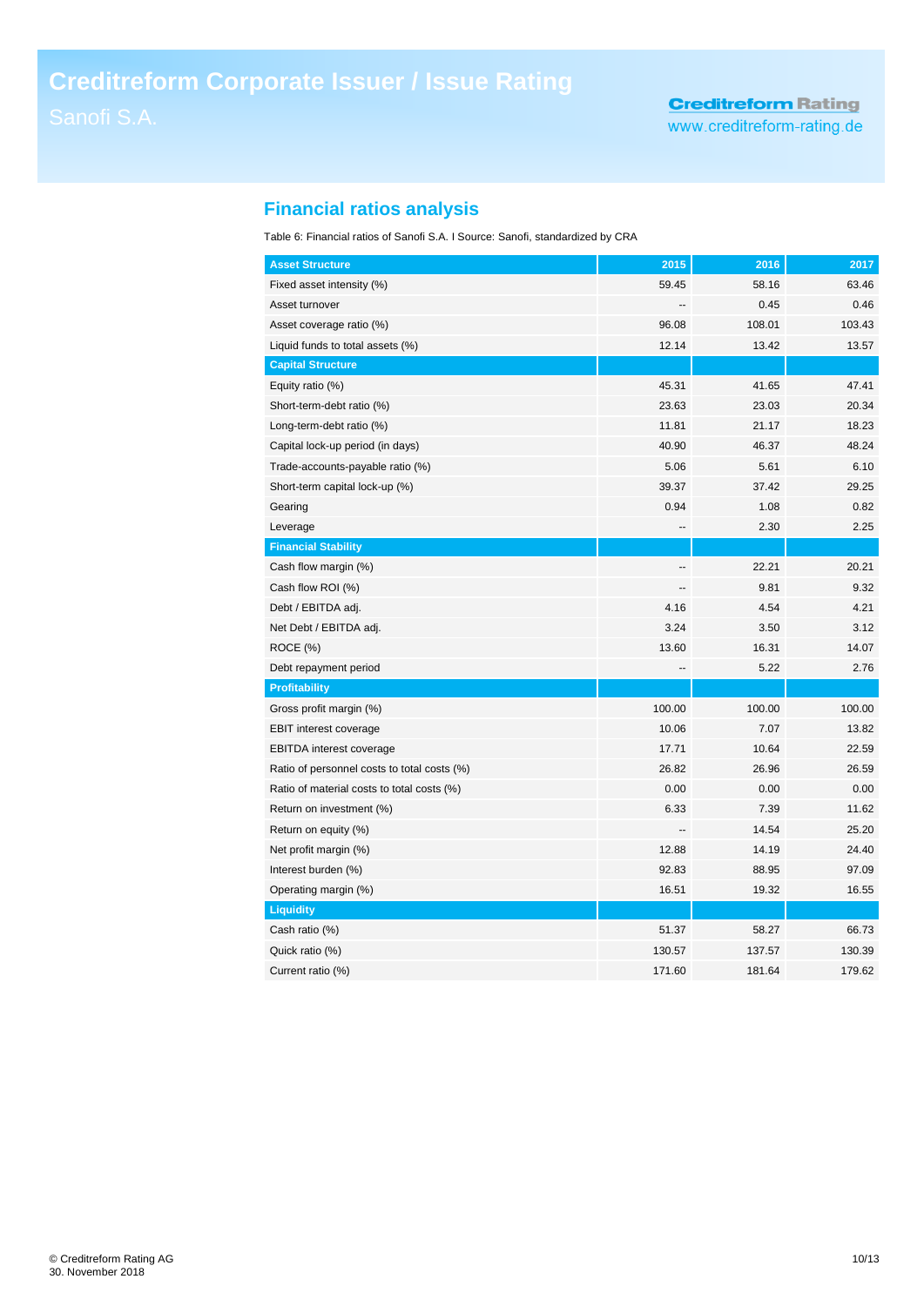## Financial ratios analysis

Table 6: Financial ratios of Sanofi S.A. I Source: Sanofi, standardized by CRA

| Asset Structure | 2015 | 2016 | 2017 |
|---|---|---|---|
| Fixed asset intensity (%) | 59.45 | 58.16 | 63.46 |
| Asset turnover | -- | 0.45 | 0.46 |
| Asset coverage ratio (%) | 96.08 | 108.01 | 103.43 |
| Liquid funds to total assets (%) | 12.14 | 13.42 | 13.57 |
| **Capital Structure** | | | |
| Equity ratio (%) | 45.31 | 41.65 | 47.41 |
| Short-term-debt ratio (%) | 23.63 | 23.03 | 20.34 |
| Long-term-debt ratio (%) | 11.81 | 21.17 | 18.23 |
| Capital lock-up period (in days) | 40.90 | 46.37 | 48.24 |
| Trade-accounts-payable ratio (%) | 5.06 | 5.61 | 6.10 |
| Short-term capital lock-up (%) | 39.37 | 37.42 | 29.25 |
| Gearing | 0.94 | 1.08 | 0.82 |
| Leverage | -- | 2.30 | 2.25 |
| **Financial Stability** | | | |
| Cash flow margin (%) | -- | 22.21 | 20.21 |
| Cash flow ROI (%) | -- | 9.81 | 9.32 |
| Debt / EBITDA adj. | 4.16 | 4.54 | 4.21 |
| Net Debt / EBITDA adj. | 3.24 | 3.50 | 3.12 |
| ROCE (%) | 13.60 | 16.31 | 14.07 |
| Debt repayment period | -- | 5.22 | 2.76 |
| **Profitability** | | | |
| Gross profit margin (%) | 100.00 | 100.00 | 100.00 |
| EBIT interest coverage | 10.06 | 7.07 | 13.82 |
| EBITDA interest coverage | 17.71 | 10.64 | 22.59 |
| Ratio of personnel costs to total costs (%) | 26.82 | 26.96 | 26.59 |
| Ratio of material costs to total costs (%) | 0.00 | 0.00 | 0.00 |
| Return on investment (%) | 6.33 | 7.39 | 11.62 |
| Return on equity (%) | -- | 14.54 | 25.20 |
| Net profit margin (%) | 12.88 | 14.19 | 24.40 |
| Interest burden (%) | 92.83 | 88.95 | 97.09 |
| Operating margin (%) | 16.51 | 19.32 | 16.55 |
| **Liquidity** | | | |
| Cash ratio (%) | 51.37 | 58.27 | 66.73 |
| Quick ratio (%) | 130.57 | 137.57 | 130.39 |
| Current ratio (%) | 171.60 | 181.64 | 179.62 |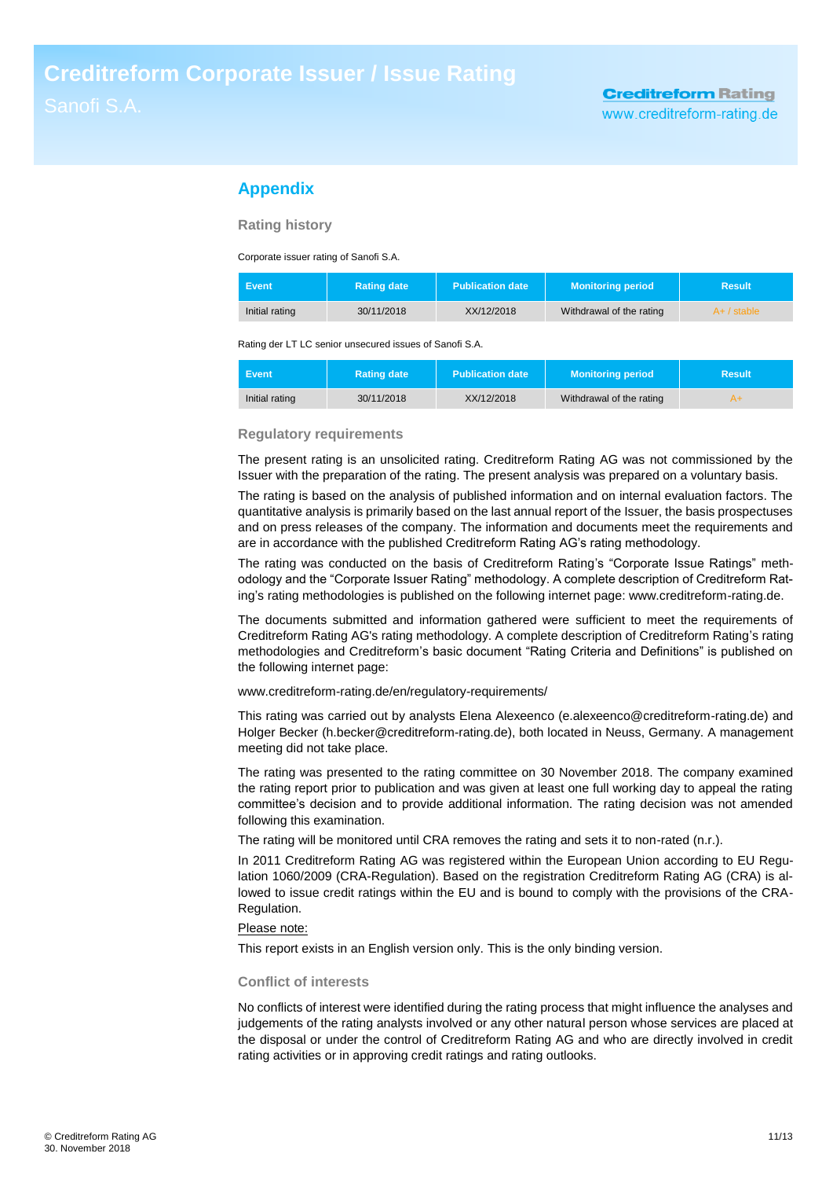## Appendix

### Rating history

Corporate issuer rating of Sanofi S.A.

| Event | Rating date | Publication date | Monitoring period | Result |
|---|---|---|---|---|
| Initial rating | 30/11/2018 | XX/12/2018 | Withdrawal of the rating | A+ / stable |

Rating der LT LC senior unsecured issues of Sanofi S.A.

| Event | Rating date | Publication date | Monitoring period | Result |
|---|---|---|---|---|
| Initial rating | 30/11/2018 | XX/12/2018 | Withdrawal of the rating | A+ |

### Regulatory requirements

The present rating is an unsolicited rating. Creditreform Rating AG was not commissioned by the Issuer with the preparation of the rating. The present analysis was prepared on a voluntary basis.

The rating is based on the analysis of published information and on internal evaluation factors. The quantitative analysis is primarily based on the last annual report of the Issuer, the basis prospectuses and on press releases of the company. The information and documents meet the requirements and are in accordance with the published Creditreform Rating AG's rating methodology.

The rating was conducted on the basis of Creditreform Rating's "Corporate Issue Ratings" methodology and the "Corporate Issuer Rating" methodology. A complete description of Creditreform Rating's rating methodologies is published on the following internet page: www.creditreform-rating.de.

The documents submitted and information gathered were sufficient to meet the requirements of Creditreform Rating AG's rating methodology. A complete description of Creditreform Rating's rating methodologies and Creditreform's basic document "Rating Criteria and Definitions" is published on the following internet page:

www.creditreform-rating.de/en/regulatory-requirements/

This rating was carried out by analysts Elena Alexeenco (e.alexeenco@creditreform-rating.de) and Holger Becker (h.becker@creditreform-rating.de), both located in Neuss, Germany. A management meeting did not take place.

The rating was presented to the rating committee on 30 November 2018. The company examined the rating report prior to publication and was given at least one full working day to appeal the rating committee's decision and to provide additional information. The rating decision was not amended following this examination.

The rating will be monitored until CRA removes the rating and sets it to non-rated (n.r.).

In 2011 Creditreform Rating AG was registered within the European Union according to EU Regulation 1060/2009 (CRA-Regulation). Based on the registration Creditreform Rating AG (CRA) is allowed to issue credit ratings within the EU and is bound to comply with the provisions of the CRA-Regulation.

Please note:

This report exists in an English version only. This is the only binding version.

### Conflict of interests

No conflicts of interest were identified during the rating process that might influence the analyses and judgements of the rating analysts involved or any other natural person whose services are placed at the disposal or under the control of Creditreform Rating AG and who are directly involved in credit rating activities or in approving credit ratings and rating outlooks.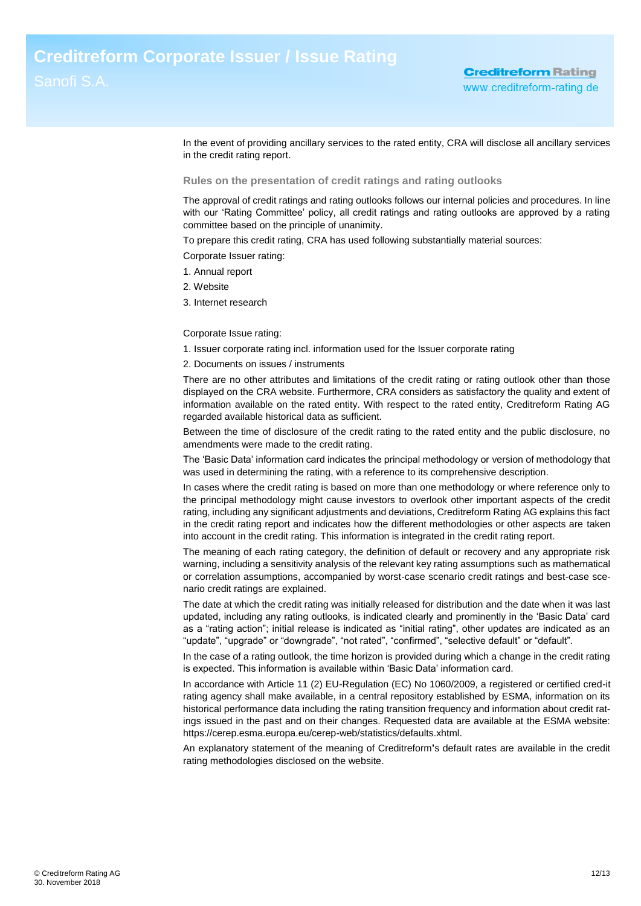In the event of providing ancillary services to the rated entity, CRA will disclose all ancillary services in the credit rating report.

### Rules on the presentation of credit ratings and rating outlooks

The approval of credit ratings and rating outlooks follows our internal policies and procedures. In line with our 'Rating Committee' policy, all credit ratings and rating outlooks are approved by a rating committee based on the principle of unanimity.

To prepare this credit rating, CRA has used following substantially material sources:

Corporate Issuer rating:

1. Annual report
2. Website
3. Internet research

Corporate Issue rating:

1. Issuer corporate rating incl. information used for the Issuer corporate rating
2. Documents on issues / instruments

There are no other attributes and limitations of the credit rating or rating outlook other than those displayed on the CRA website. Furthermore, CRA considers as satisfactory the quality and extent of information available on the rated entity. With respect to the rated entity, Creditreform Rating AG regarded available historical data as sufficient.

Between the time of disclosure of the credit rating to the rated entity and the public disclosure, no amendments were made to the credit rating.

The 'Basic Data' information card indicates the principal methodology or version of methodology that was used in determining the rating, with a reference to its comprehensive description.

In cases where the credit rating is based on more than one methodology or where reference only to the principal methodology might cause investors to overlook other important aspects of the credit rating, including any significant adjustments and deviations, Creditreform Rating AG explains this fact in the credit rating report and indicates how the different methodologies or other aspects are taken into account in the credit rating. This information is integrated in the credit rating report.

The meaning of each rating category, the definition of default or recovery and any appropriate risk warning, including a sensitivity analysis of the relevant key rating assumptions such as mathematical or correlation assumptions, accompanied by worst-case scenario credit ratings and best-case scenario credit ratings are explained.

The date at which the credit rating was initially released for distribution and the date when it was last updated, including any rating outlooks, is indicated clearly and prominently in the 'Basic Data' card as a "rating action"; initial release is indicated as "initial rating", other updates are indicated as an "update", "upgrade" or "downgrade", "not rated", "confirmed", "selective default" or "default".

In the case of a rating outlook, the time horizon is provided during which a change in the credit rating is expected. This information is available within 'Basic Data' information card.

In accordance with Article 11 (2) EU-Regulation (EC) No 1060/2009, a registered or certified credit rating agency shall make available, in a central repository established by ESMA, information on its historical performance data including the rating transition frequency and information about credit ratings issued in the past and on their changes. Requested data are available at the ESMA website: https://cerep.esma.europa.eu/cerep-web/statistics/defaults.xhtml.

An explanatory statement of the meaning of Creditreform's default rates are available in the credit rating methodologies disclosed on the website.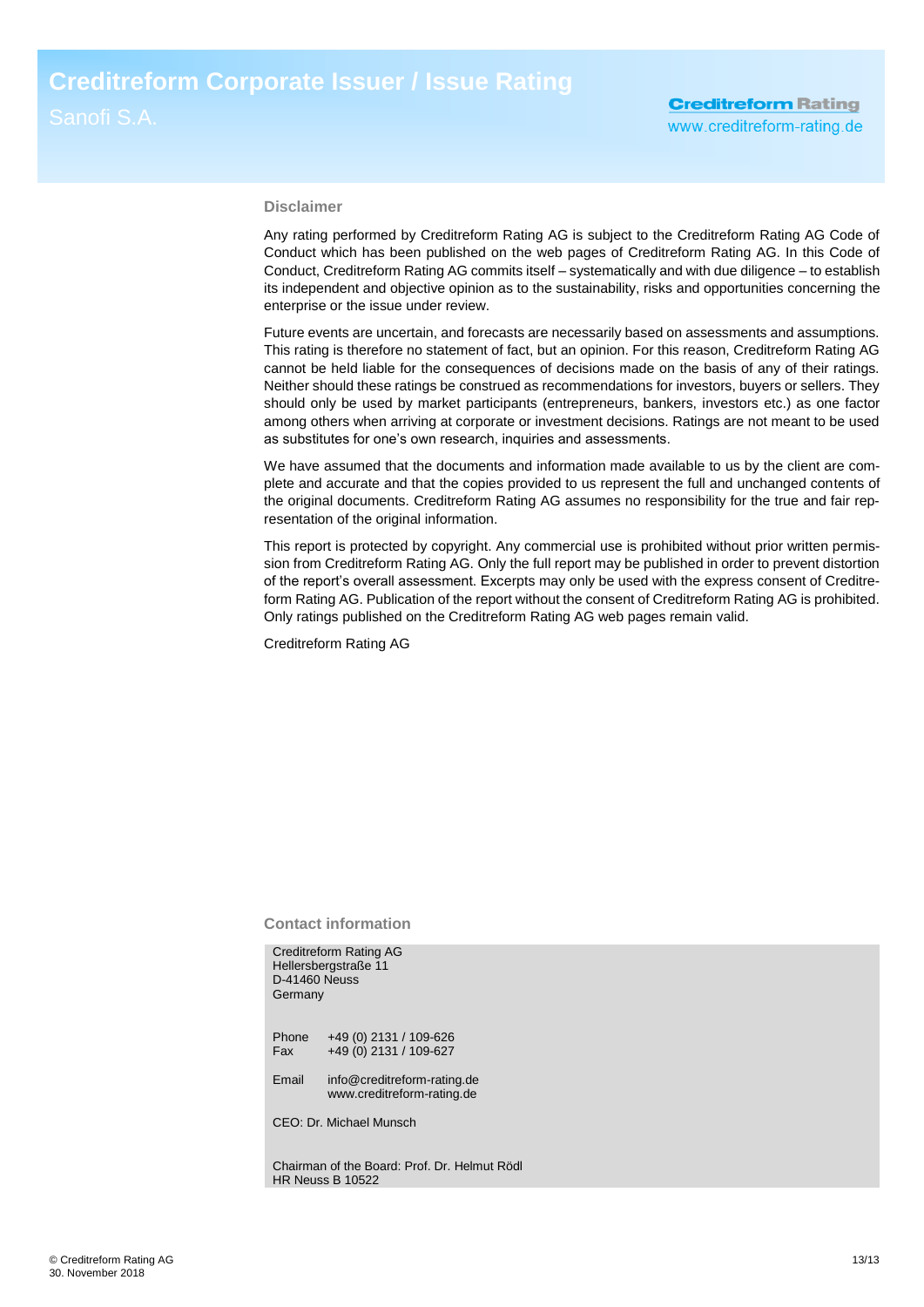## Disclaimer

Any rating performed by Creditreform Rating AG is subject to the Creditreform Rating AG Code of Conduct which has been published on the web pages of Creditreform Rating AG. In this Code of Conduct, Creditreform Rating AG commits itself – systematically and with due diligence – to establish its independent and objective opinion as to the sustainability, risks and opportunities concerning the enterprise or the issue under review.

Future events are uncertain, and forecasts are necessarily based on assessments and assumptions. This rating is therefore no statement of fact, but an opinion. For this reason, Creditreform Rating AG cannot be held liable for the consequences of decisions made on the basis of any of their ratings. Neither should these ratings be construed as recommendations for investors, buyers or sellers. They should only be used by market participants (entrepreneurs, bankers, investors etc.) as one factor among others when arriving at corporate or investment decisions. Ratings are not meant to be used as substitutes for one's own research, inquiries and assessments.

We have assumed that the documents and information made available to us by the client are complete and accurate and that the copies provided to us represent the full and unchanged contents of the original documents. Creditreform Rating AG assumes no responsibility for the true and fair representation of the original information.

This report is protected by copyright. Any commercial use is prohibited without prior written permission from Creditreform Rating AG. Only the full report may be published in order to prevent distortion of the report's overall assessment. Excerpts may only be used with the express consent of Creditreform Rating AG. Publication of the report without the consent of Creditreform Rating AG is prohibited. Only ratings published on the Creditreform Rating AG web pages remain valid.

Creditreform Rating AG

## Contact information

Creditreform Rating AG
Hellersbergstraße 11
D-41460 Neuss
Germany

Phone +49 (0) 2131 / 109-626
Fax +49 (0) 2131 / 109-627

Email info@creditreform-rating.de
www.creditreform-rating.de

CEO: Dr. Michael Munsch

Chairman of the Board: Prof. Dr. Helmut Rödl
HR Neuss B 10522